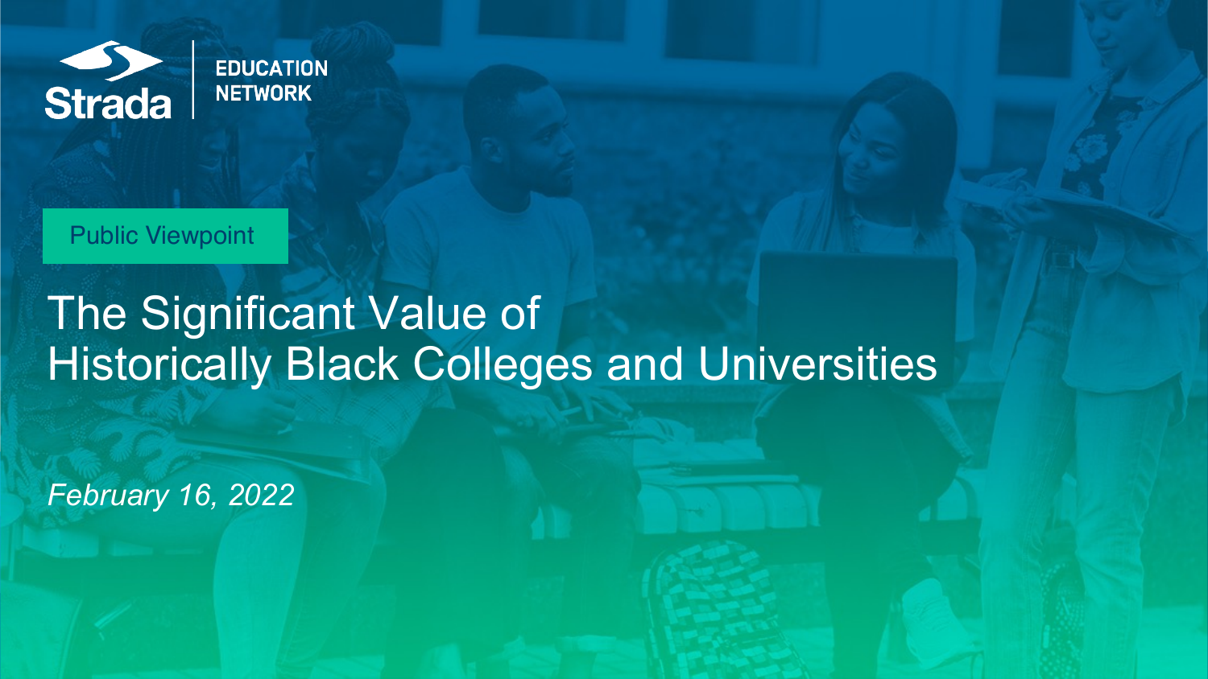Strada | EDUCATION NETWORK

Public Viewpoint

# The Significant Value of Historically Black Colleges and Universities

*February 16, 2022*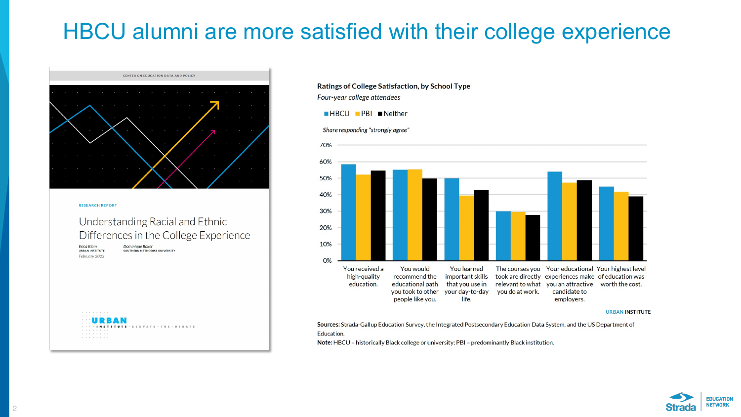# HBCU alumni are more satisfied with their college experience

CENTER ON EDUCATION DATA AND POLICY

RESEARCH REPORT

Understanding Racial and Ethnic Differences in the College Experience

Erica Blom, URBAN INSTITUTE
Dominique Baker, SOUTHERN METHODIST UNIVERSITY

February 2022

URBAN INSTITUTE · ELEVATE · THE · DEBATE

**Ratings of College Satisfaction, by School Type**

*Four-year college attendees*

HBCU | PBI | Neither

*Share responding "strongly agree"*

| | HBCU | PBI | Neither |
|---|---|---|---|
| You received a high-quality education. | ~58% | ~52% | ~54% |
| You would recommend the educational path you took to other people like you. | ~55% | ~55% | ~50% |
| You learned important skills that you use in your day-to-day life. | ~50% | ~40% | ~43% |
| The courses you took are directly relevant to what you do at work. | ~30% | ~30% | ~28% |
| Your educational experiences make you an attractive candidate to employers. | ~54% | ~47% | ~49% |
| Your highest level of education was worth the cost. | ~45% | ~42% | ~39% |

URBAN INSTITUTE

**Sources:** Strada-Gallup Education Survey, the Integrated Postsecondary Education Data System, and the US Department of Education.

**Note:** HBCU = historically Black college or university; PBI = predominantly Black institution.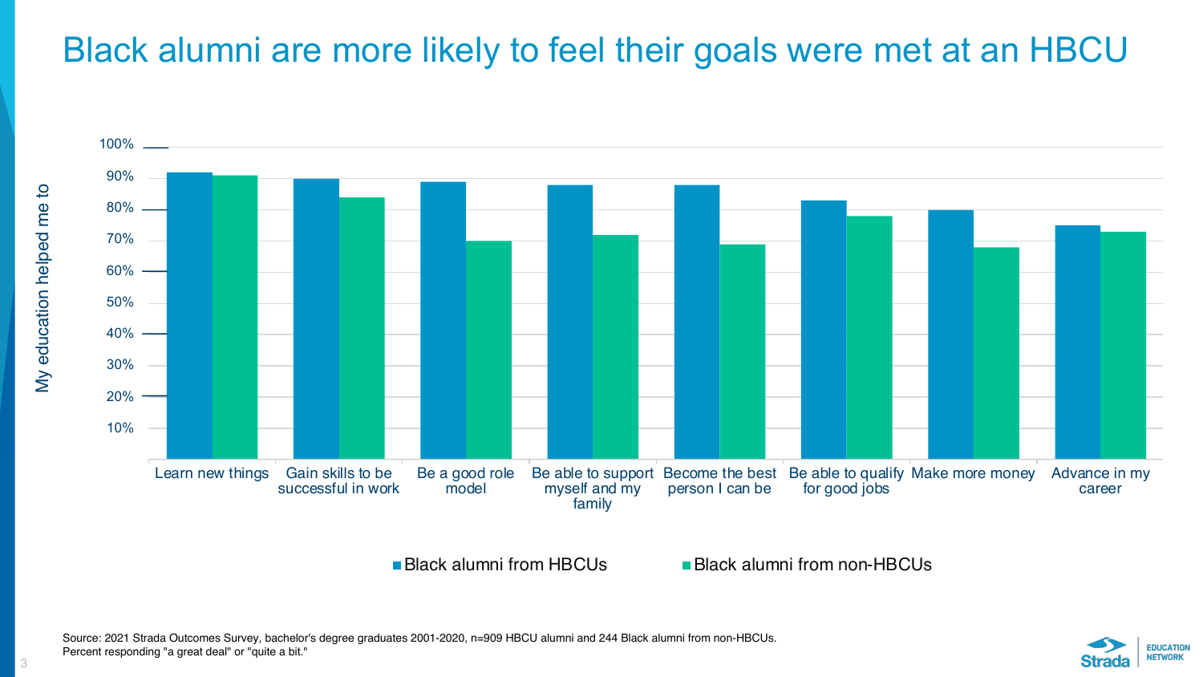# Black alumni are more likely to feel their goals were met at an HBCU

My education helped me to

| | Black alumni from HBCUs | Black alumni from non-HBCUs |
|---|---|---|
| Learn new things | 92% | 91% |
| Gain skills to be successful in work | 90% | 84% |
| Be a good role model | 89% | 70% |
| Be able to support myself and my family | 88% | 72% |
| Become the best person I can be | 88% | 69% |
| Be able to qualify for good jobs | 83% | 78% |
| Make more money | 80% | 68% |
| Advance in my career | 75% | 73% |

Source: 2021 Strada Outcomes Survey, bachelor's degree graduates 2001-2020, n=909 HBCU alumni and 244 Black alumni from non-HBCUs.
Percent responding "a great deal" or "quite a bit."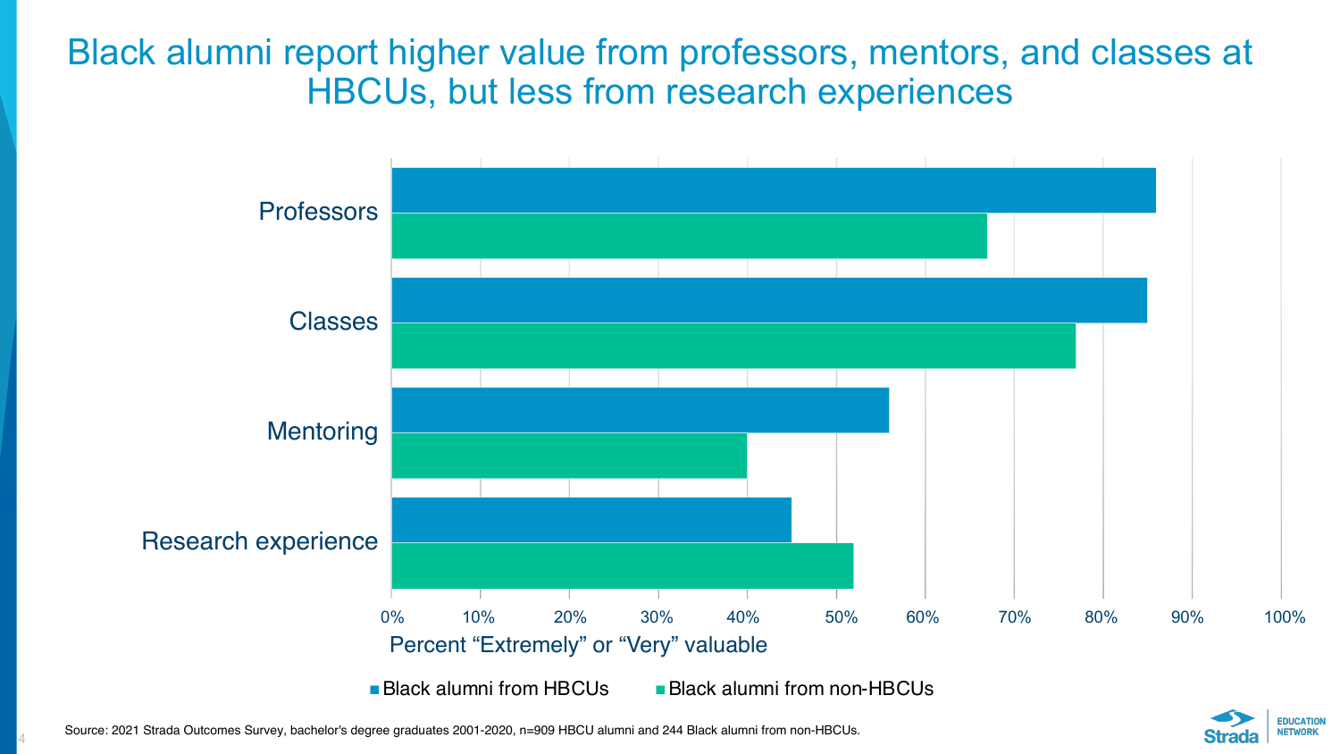# Black alumni report higher value from professors, mentors, and classes at HBCUs, but less from research experiences

| Category | Black alumni from HBCUs | Black alumni from non-HBCUs |
|---|---|---|
| Professors | 86% | 67% |
| Classes | 85% | 77% |
| Mentoring | 56% | 40% |
| Research experience | 45% | 52% |

Percent “Extremely” or “Very” valuable

Source: 2021 Strada Outcomes Survey, bachelor's degree graduates 2001-2020, n=909 HBCU alumni and 244 Black alumni from non-HBCUs.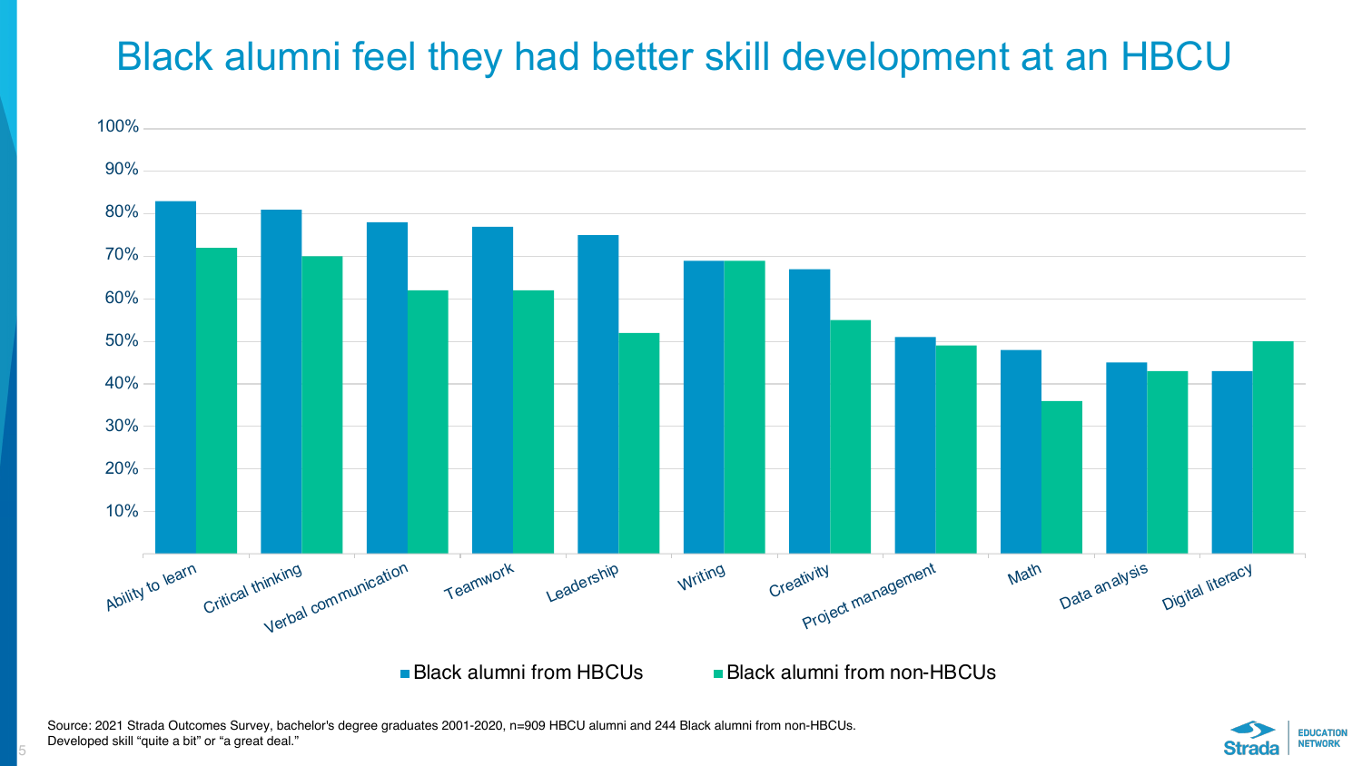# Black alumni feel they had better skill development at an HBCU

| Skill | Black alumni from HBCUs | Black alumni from non-HBCUs |
| --- | --- | --- |
| Ability to learn | 83% | 72% |
| Critical thinking | 81% | 70% |
| Verbal communication | 78% | 62% |
| Teamwork | 77% | 62% |
| Leadership | 75% | 52% |
| Writing | 69% | 69% |
| Creativity | 67% | 55% |
| Project management | 51% | 49% |
| Math | 48% | 36% |
| Data analysis | 45% | 43% |
| Digital literacy | 43% | 50% |

Source: 2021 Strada Outcomes Survey, bachelor's degree graduates 2001-2020, n=909 HBCU alumni and 244 Black alumni from non-HBCUs. Developed skill "quite a bit" or "a great deal."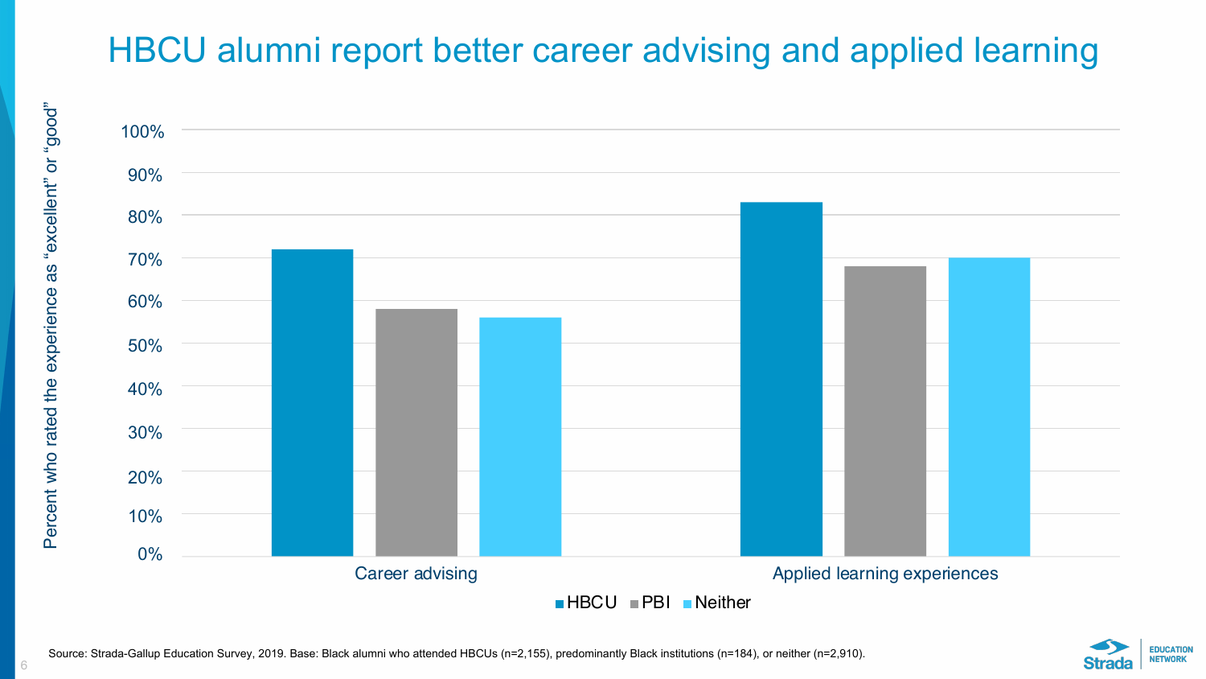# HBCU alumni report better career advising and applied learning

Percent who rated the experience as "excellent" or "good"

100%
90%
80%
70%
60%
50%
40%
30%
20%
10%
0%

Career advising

Applied learning experiences

HBCU  PBI  Neither

Source: Strada-Gallup Education Survey, 2019. Base: Black alumni who attended HBCUs (n=2,155), predominantly Black institutions (n=184), or neither (n=2,910).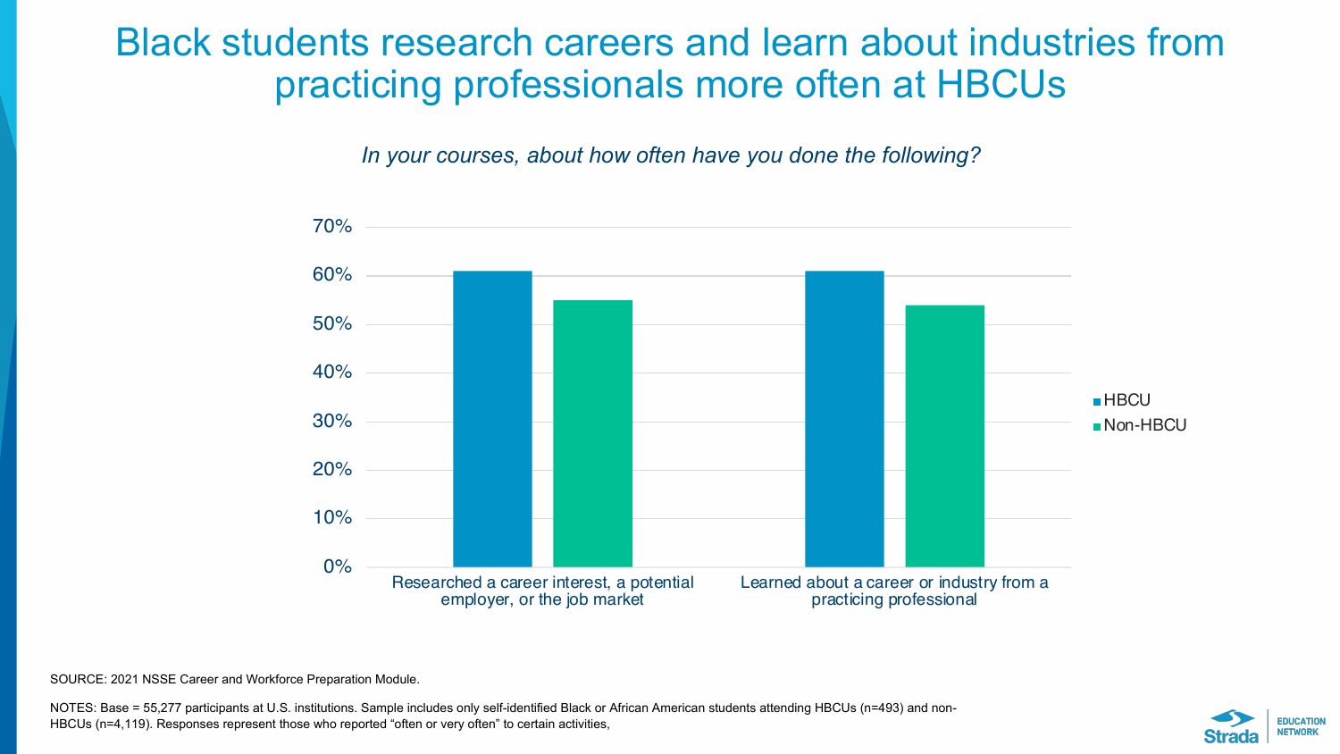# Black students research careers and learn about industries from practicing professionals more often at HBCUs

*In your courses, about how often have you done the following?*

| | HBCU | Non-HBCU |
|---|---|---|
| Researched a career interest, a potential employer, or the job market | 61% | 55% |
| Learned about a career or industry from a practicing professional | 61% | 54% |

SOURCE: 2021 NSSE Career and Workforce Preparation Module.

NOTES: Base = 55,277 participants at U.S. institutions. Sample includes only self-identified Black or African American students attending HBCUs (n=493) and non-HBCUs (n=4,119). Responses represent those who reported "often or very often" to certain activities,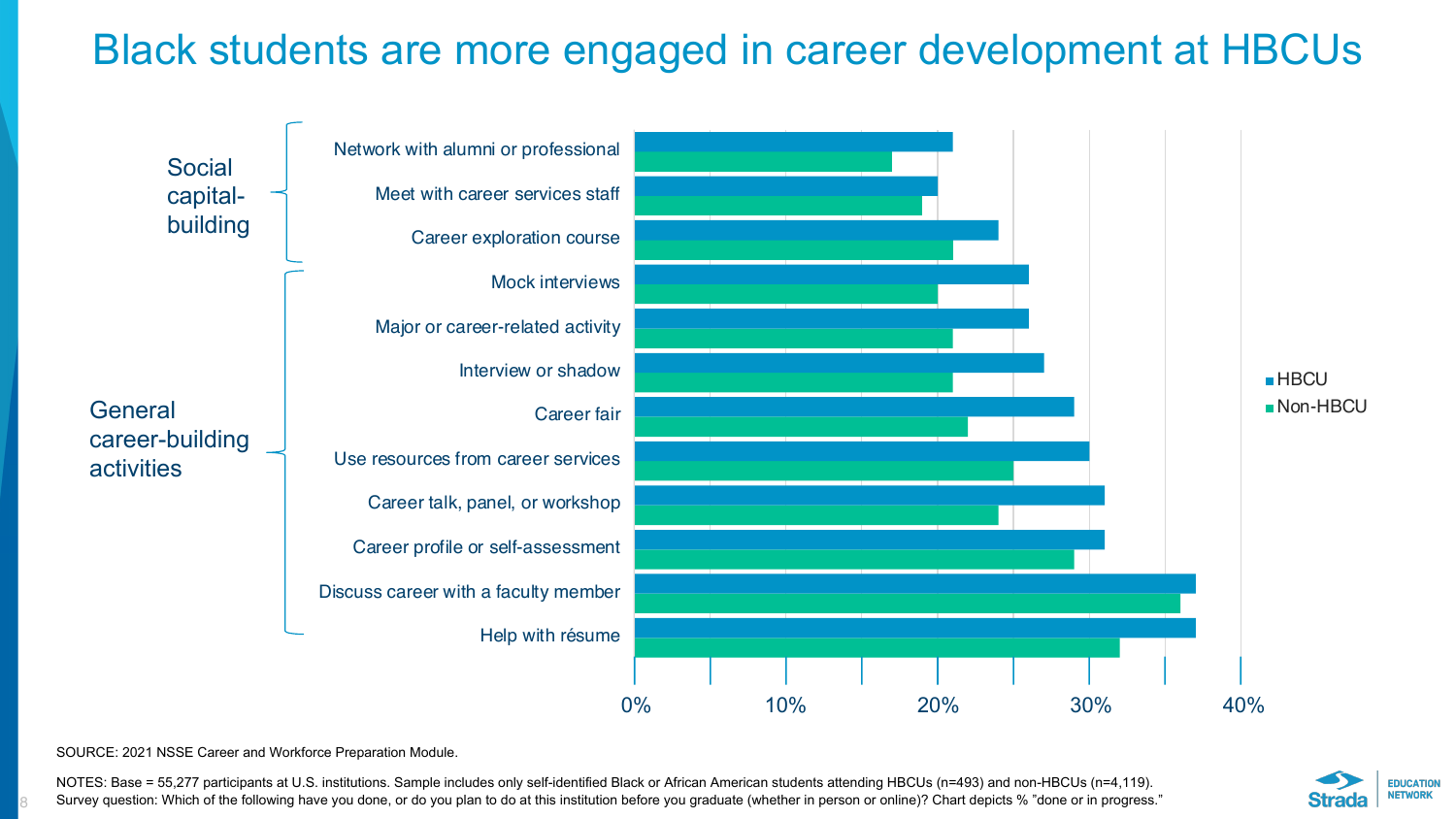# Black students are more engaged in career development at HBCUs

**Social capital-building**
- Network with alumni or professional
- Meet with career services staff
- Career exploration course

**General career-building activities**
- Mock interviews
- Major or career-related activity
- Interview or shadow
- Career fair
- Use resources from career services
- Career talk, panel, or workshop
- Career profile or self-assessment
- Discuss career with a faculty member
- Help with résume

Legend: HBCU, Non-HBCU

Axis: 0%, 10%, 20%, 30%, 40%

SOURCE: 2021 NSSE Career and Workforce Preparation Module.

NOTES: Base = 55,277 participants at U.S. institutions. Sample includes only self-identified Black or African American students attending HBCUs (n=493) and non-HBCUs (n=4,119). Survey question: Which of the following have you done, or do you plan to do at this institution before you graduate (whether in person or online)? Chart depicts % "done or in progress."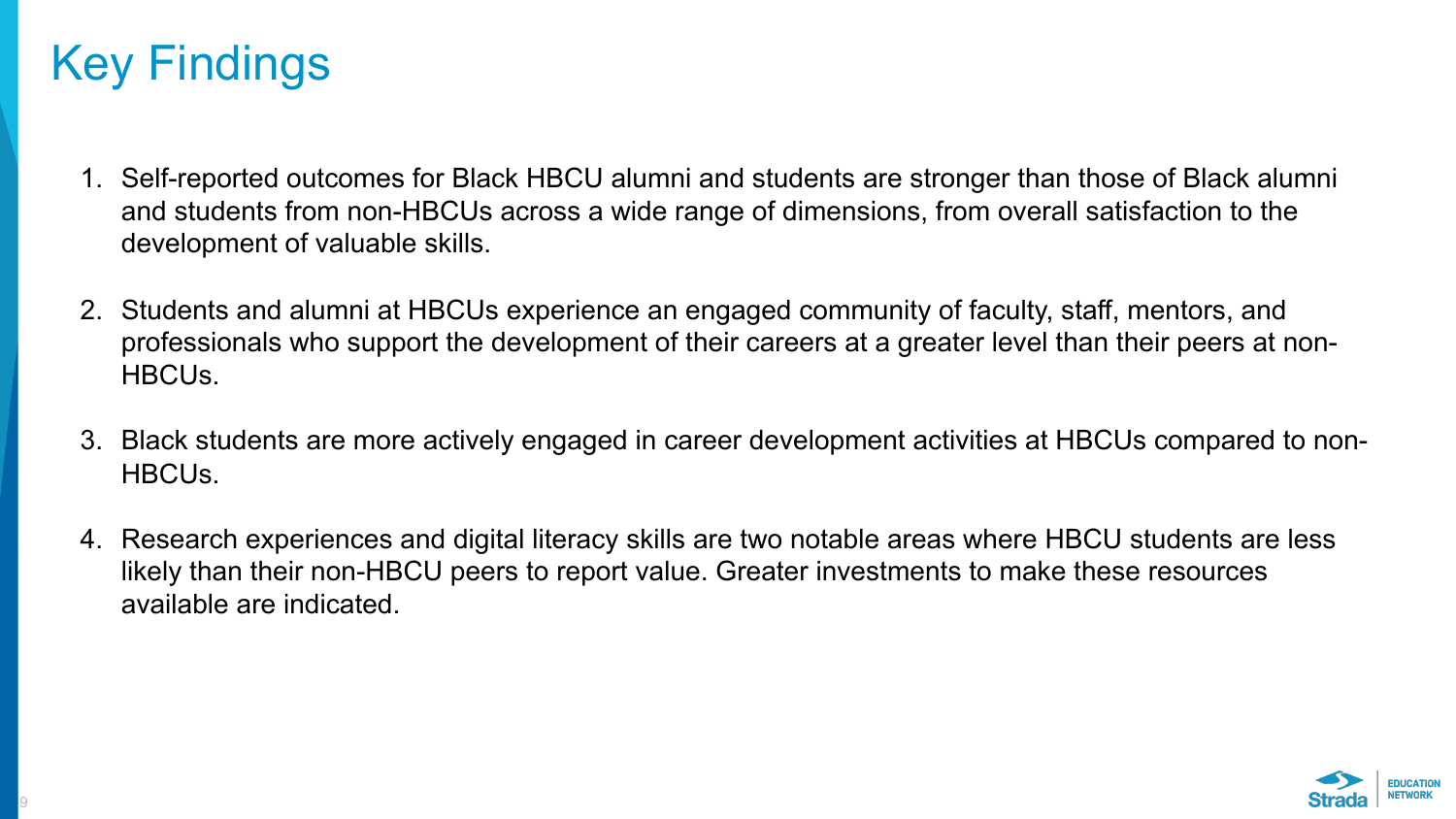# Key Findings

1. Self-reported outcomes for Black HBCU alumni and students are stronger than those of Black alumni and students from non-HBCUs across a wide range of dimensions, from overall satisfaction to the development of valuable skills.

2. Students and alumni at HBCUs experience an engaged community of faculty, staff, mentors, and professionals who support the development of their careers at a greater level than their peers at non-HBCUs.

3. Black students are more actively engaged in career development activities at HBCUs compared to non-HBCUs.

4. Research experiences and digital literacy skills are two notable areas where HBCU students are less likely than their non-HBCU peers to report value. Greater investments to make these resources available are indicated.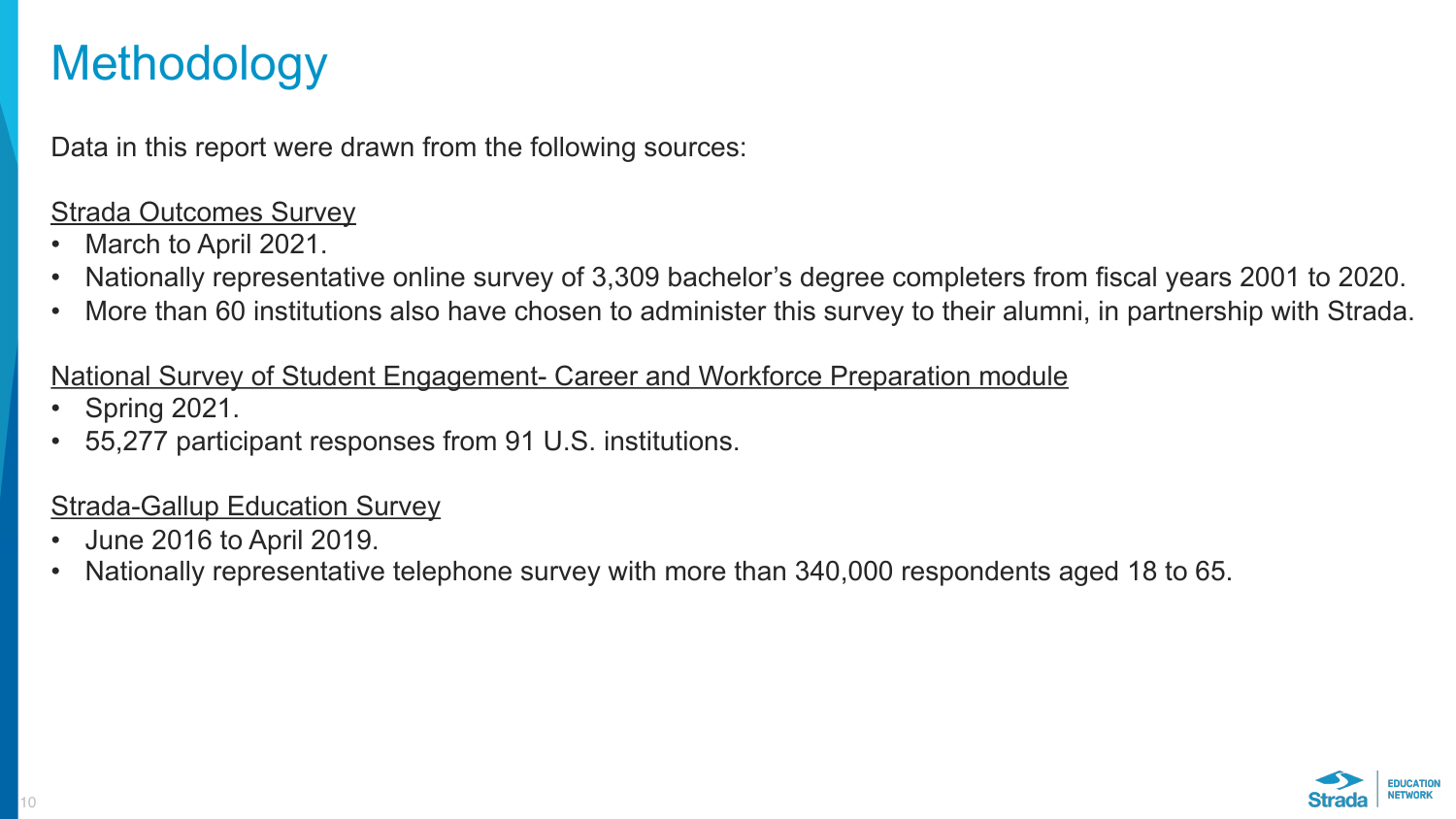# Methodology

Data in this report were drawn from the following sources:

Strada Outcomes Survey

- March to April 2021.
- Nationally representative online survey of 3,309 bachelor's degree completers from fiscal years 2001 to 2020.
- More than 60 institutions also have chosen to administer this survey to their alumni, in partnership with Strada.

National Survey of Student Engagement- Career and Workforce Preparation module

- Spring 2021.
- 55,277 participant responses from 91 U.S. institutions.

Strada-Gallup Education Survey

- June 2016 to April 2019.
- Nationally representative telephone survey with more than 340,000 respondents aged 18 to 65.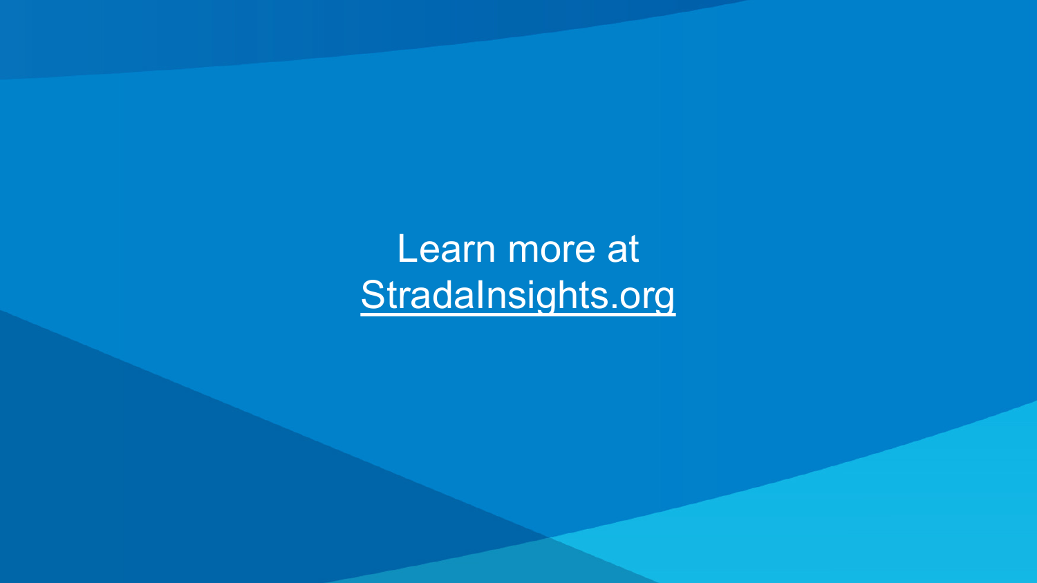Learn more at
[StradaInsights.org](https://StradaInsights.org)